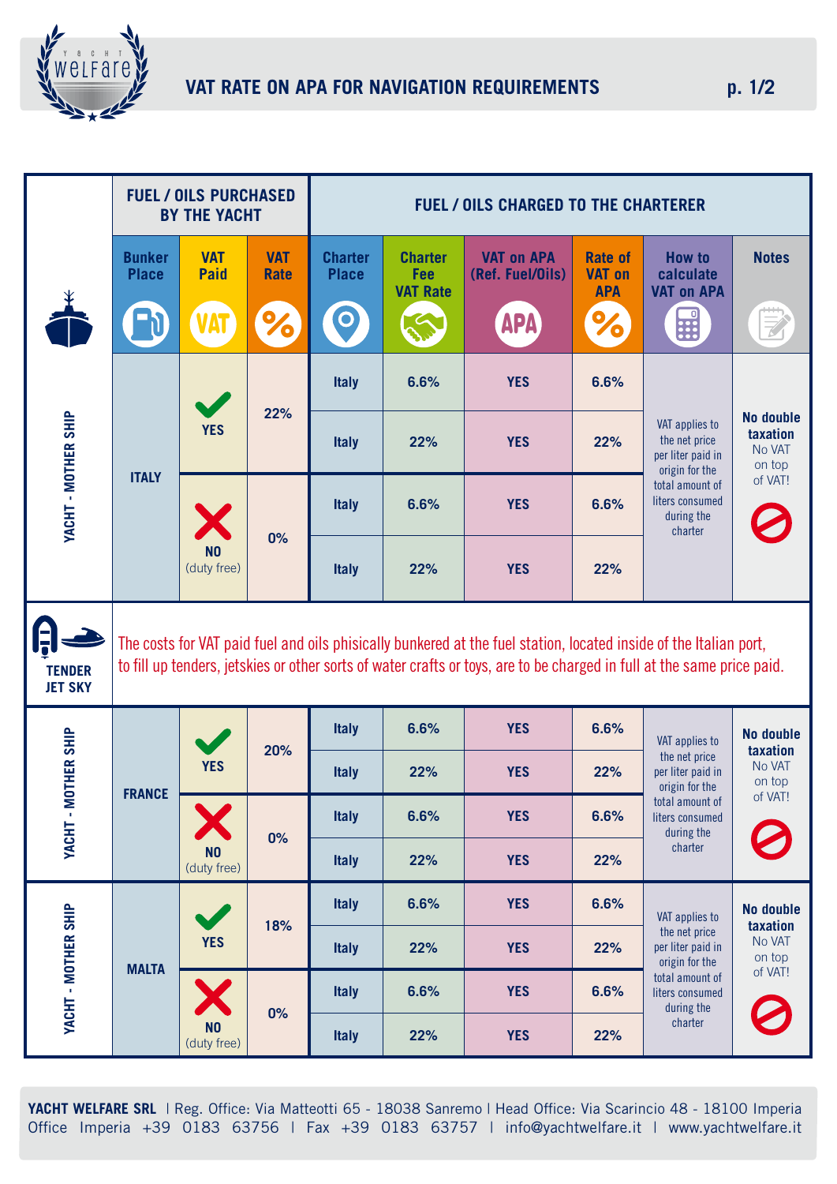# VAT RATE ON APA FOR NAVIGATION REQUIREMENTS

| | FUEL / OILS PURCHASED BY THE YACHT | | | FUEL / OILS CHARGED TO THE CHARTERER | | | | | |
|---|---|---|---|---|---|---|---|---|---|
| | Bunker Place | VAT Paid | VAT Rate | Charter Place | Charter Fee VAT Rate | VAT on APA (Ref. Fuel/Oils) | Rate of VAT on APA | How to calculate VAT on APA | Notes |
| YACHT - MOTHER SHIP | ITALY | YES | 22% | Italy | 6.6% | YES | 6.6% | VAT applies to the net price per liter paid in origin for the total amount of liters consumed during the charter | **No double taxation** No VAT on top of VAT! |
| | | | | Italy | 22% | YES | 22% | | |
| | | NO (duty free) | 0% | Italy | 6.6% | YES | 6.6% | | |
| | | | | Italy | 22% | YES | 22% | | |
| TENDER JET SKY | The costs for VAT paid fuel and oils phisically bunkered at the fuel station, located inside of the Italian port, to fill up tenders, jetskies or other sorts of water crafts or toys, are to be charged in full at the same price paid. | | | | | | | | |
| YACHT - MOTHER SHIP | FRANCE | YES | 20% | Italy | 6.6% | YES | 6.6% | VAT applies to the net price per liter paid in origin for the total amount of liters consumed during the charter | **No double taxation** No VAT on top of VAT! |
| | | | | Italy | 22% | YES | 22% | | |
| | | NO (duty free) | 0% | Italy | 6.6% | YES | 6.6% | | |
| | | | | Italy | 22% | YES | 22% | | |
| YACHT - MOTHER SHIP | MALTA | YES | 18% | Italy | 6.6% | YES | 6.6% | VAT applies to the net price per liter paid in origin for the total amount of liters consumed during the charter | **No double taxation** No VAT on top of VAT! |
| | | | | Italy | 22% | YES | 22% | | |
| | | NO (duty free) | 0% | Italy | 6.6% | YES | 6.6% | | |
| | | | | Italy | 22% | YES | 22% | | |

**YACHT WELFARE SRL** | Reg. Office: Via Matteotti 65 - 18038 Sanremo | Head Office: Via Scarincio 48 - 18100 Imperia Office Imperia +39 0183 63756 | Fax +39 0183 63757 | info@yachtwelfare.it | www.yachtwelfare.it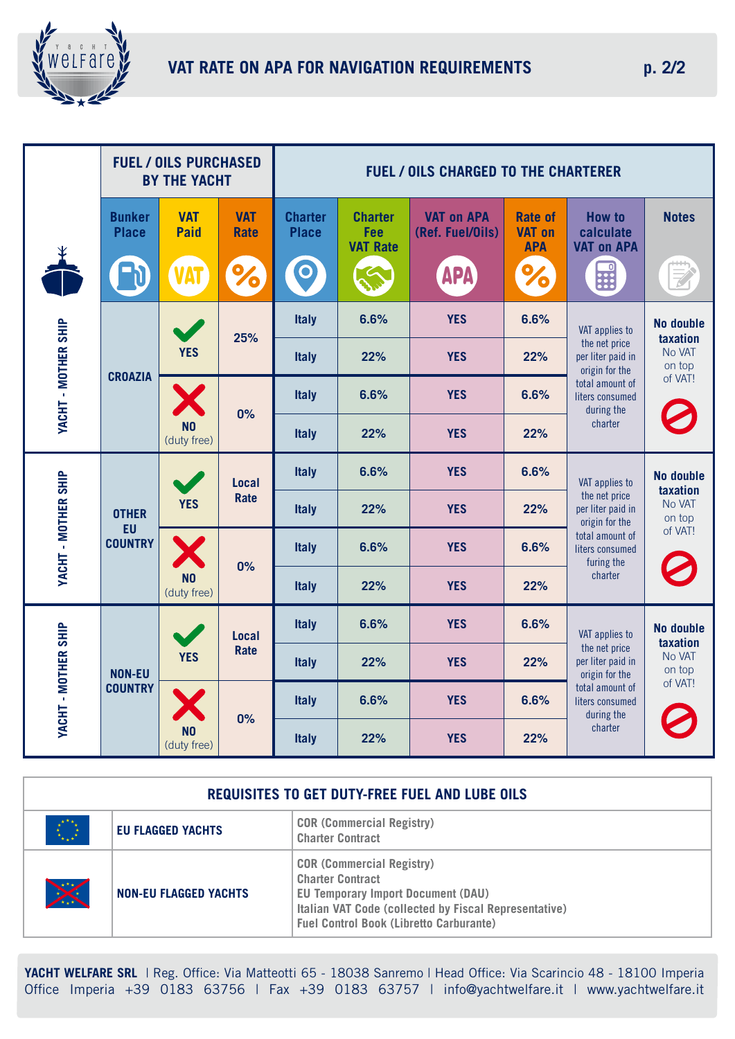# VAT RATE ON APA FOR NAVIGATION REQUIREMENTS

| | FUEL / OILS PURCHASED BY THE YACHT | | | FUEL / OILS CHARGED TO THE CHARTERER | | | | | |
|---|---|---|---|---|---|---|---|---|---|
| | Bunker Place | VAT Paid | VAT Rate | Charter Place | Charter Fee VAT Rate | VAT on APA (Ref. Fuel/Oils) | Rate of VAT on APA | How to calculate VAT on APA | Notes |
| YACHT - MOTHER SHIP | CROAZIA | YES | 25% | Italy | 6.6% | YES | 6.6% | VAT applies to the net price per liter paid in origin for the total amount of liters consumed during the charter | **No double taxation** No VAT on top of VAT! |
| | | | | Italy | 22% | YES | 22% | | |
| | | NO (duty free) | 0% | Italy | 6.6% | YES | 6.6% | | |
| | | | | Italy | 22% | YES | 22% | | |
| YACHT - MOTHER SHIP | OTHER EU COUNTRY | YES | Local Rate | Italy | 6.6% | YES | 6.6% | VAT applies to the net price per liter paid in origin for the total amount of liters consumed furing the charter | **No double taxation** No VAT on top of VAT! |
| | | | | Italy | 22% | YES | 22% | | |
| | | NO (duty free) | 0% | Italy | 6.6% | YES | 6.6% | | |
| | | | | Italy | 22% | YES | 22% | | |
| YACHT - MOTHER SHIP | NON-EU COUNTRY | YES | Local Rate | Italy | 6.6% | YES | 6.6% | VAT applies to the net price per liter paid in origin for the total amount of liters consumed during the charter | **No double taxation** No VAT on top of VAT! |
| | | | | Italy | 22% | YES | 22% | | |
| | | NO (duty free) | 0% | Italy | 6.6% | YES | 6.6% | | |
| | | | | Italy | 22% | YES | 22% | | |

| REQUISITES TO GET DUTY-FREE FUEL AND LUBE OILS | | |
|---|---|---|
| | **EU FLAGGED YACHTS** | COR (Commercial Registry)<br>Charter Contract |
| | **NON-EU FLAGGED YACHTS** | COR (Commercial Registry)<br>Charter Contract<br>EU Temporary Import Document (DAU)<br>Italian VAT Code (collected by Fiscal Representative)<br>Fuel Control Book (Libretto Carburante) |

**YACHT WELFARE SRL** | Reg. Office: Via Matteotti 65 - 18038 Sanremo | Head Office: Via Scarincio 48 - 18100 Imperia Office Imperia +39 0183 63756 | Fax +39 0183 63757 | info@yachtwelfare.it | www.yachtwelfare.it